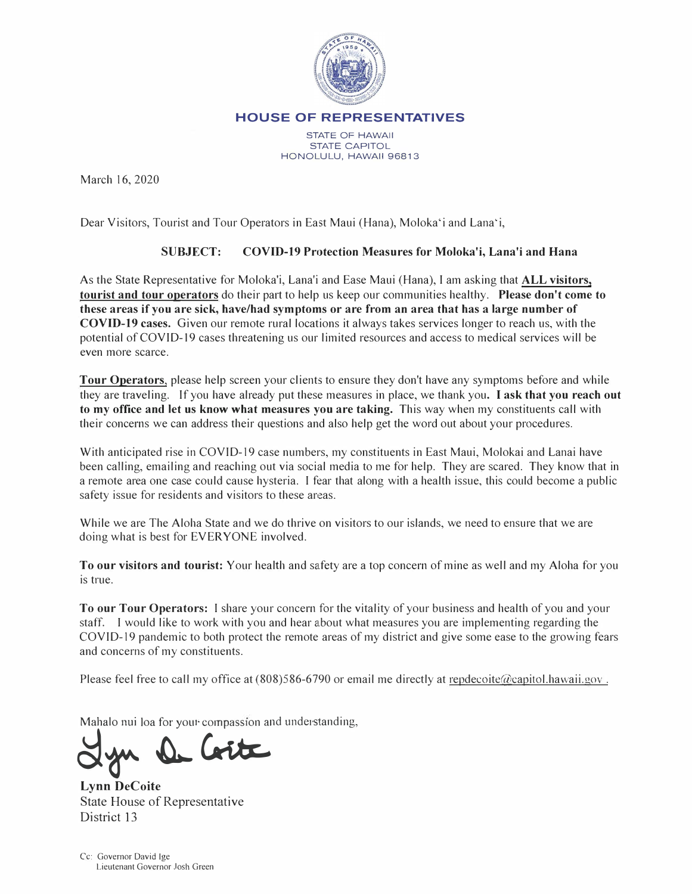# HOUSE OF REPRESENTATIVES

STATE OF HAWAII
STATE CAPITOL
HONOLULU, HAWAII 96813

March 16, 2020

Dear Visitors, Tourist and Tour Operators in East Maui (Hana), Moloka'i and Lana'i,

**SUBJECT: COVID-19 Protection Measures for Moloka'i, Lana'i and Hana**

As the State Representative for Moloka'i, Lana'i and Ease Maui (Hana), I am asking that **ALL visitors, tourist and tour operators** do their part to help us keep our communities healthy. **Please don't come to these areas if you are sick, have/had symptoms or are from an area that has a large number of COVID-19 cases.** Given our remote rural locations it always takes services longer to reach us, with the potential of COVID-19 cases threatening us our limited resources and access to medical services will be even more scarce.

**Tour Operators**, please help screen your clients to ensure they don't have any symptoms before and while they are traveling. If you have already put these measures in place, we thank you**. I ask that you reach out to my office and let us know what measures you are taking.** This way when my constituents call with their concerns we can address their questions and also help get the word out about your procedures.

With anticipated rise in COVID-19 case numbers, my constituents in East Maui, Molokai and Lanai have been calling, emailing and reaching out via social media to me for help. They are scared. They know that in a remote area one case could cause hysteria. I fear that along with a health issue, this could become a public safety issue for residents and visitors to these areas.

While we are The Aloha State and we do thrive on visitors to our islands, we need to ensure that we are doing what is best for EVERYONE involved.

**To our visitors and tourist:** Your health and safety are a top concern of mine as well and my Aloha for you is true.

**To our Tour Operators:** I share your concern for the vitality of your business and health of you and your staff. I would like to work with you and hear about what measures you are implementing regarding the COVID-19 pandemic to both protect the remote areas of my district and give some ease to the growing fears and concerns of my constituents.

Please feel free to call my office at (808)586-6790 or email me directly at repdecoite@capitol.hawaii.gov .

Mahalo nui loa for your compassion and understanding,

**Lynn DeCoite**
State House of Representative
District 13

Cc: Governor David Ige
Lieutenant Governor Josh Green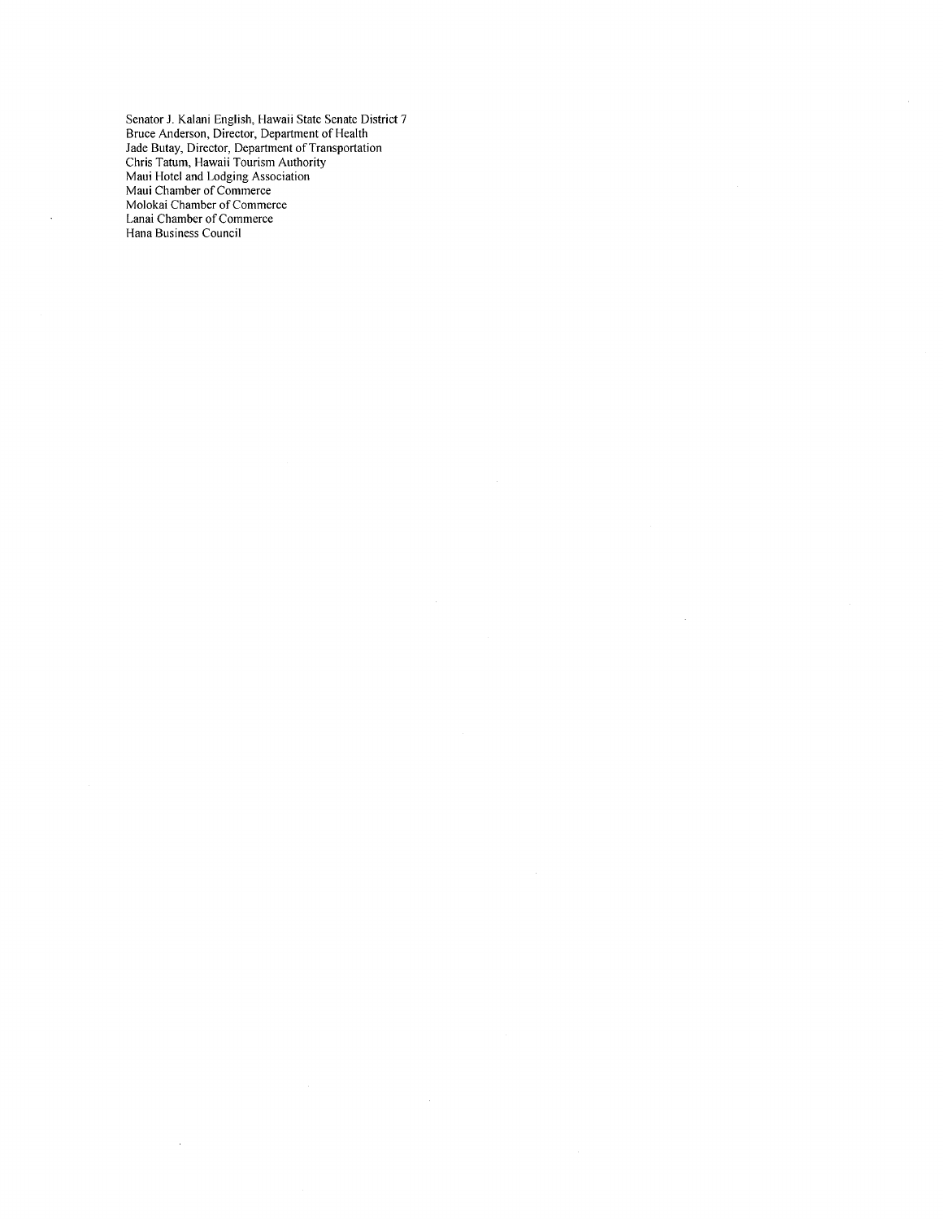Senator J. Kalani English, Hawaii State Senate District 7
Bruce Anderson, Director, Department of Health
Jade Butay, Director, Department of Transportation
Chris Tatum, Hawaii Tourism Authority
Maui Hotel and Lodging Association
Maui Chamber of Commerce
Molokai Chamber of Commerce
Lanai Chamber of Commerce
Hana Business Council